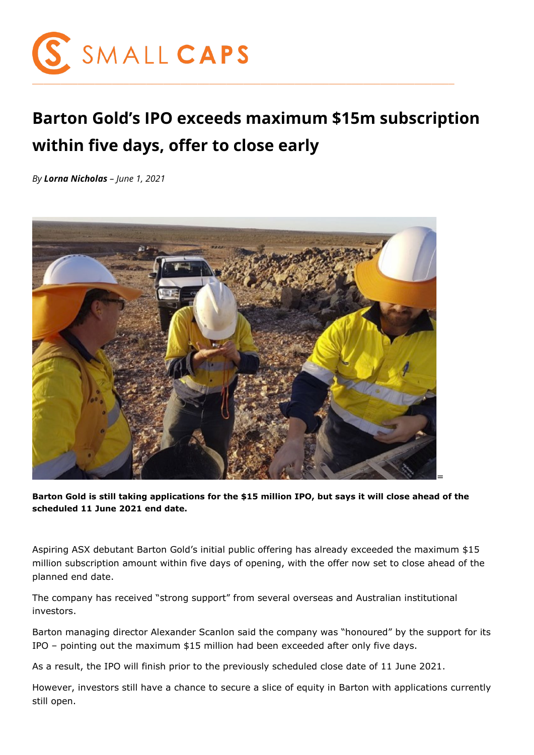# Barton Gold's IPO exceeds maximum $15m subscription within five days, offer to close early

*By **Lorna Nicholas** – June 1, 2021*

**Barton Gold is still taking applications for the $15 million IPO, but says it will close ahead of the scheduled 11 June 2021 end date.**

Aspiring ASX debutant Barton Gold's initial public offering has already exceeded the maximum $15 million subscription amount within five days of opening, with the offer now set to close ahead of the planned end date.

The company has received "strong support" from several overseas and Australian institutional investors.

Barton managing director Alexander Scanlon said the company was "honoured" by the support for its IPO – pointing out the maximum $15 million had been exceeded after only five days.

As a result, the IPO will finish prior to the previously scheduled close date of 11 June 2021.

However, investors still have a chance to secure a slice of equity in Barton with applications currently still open.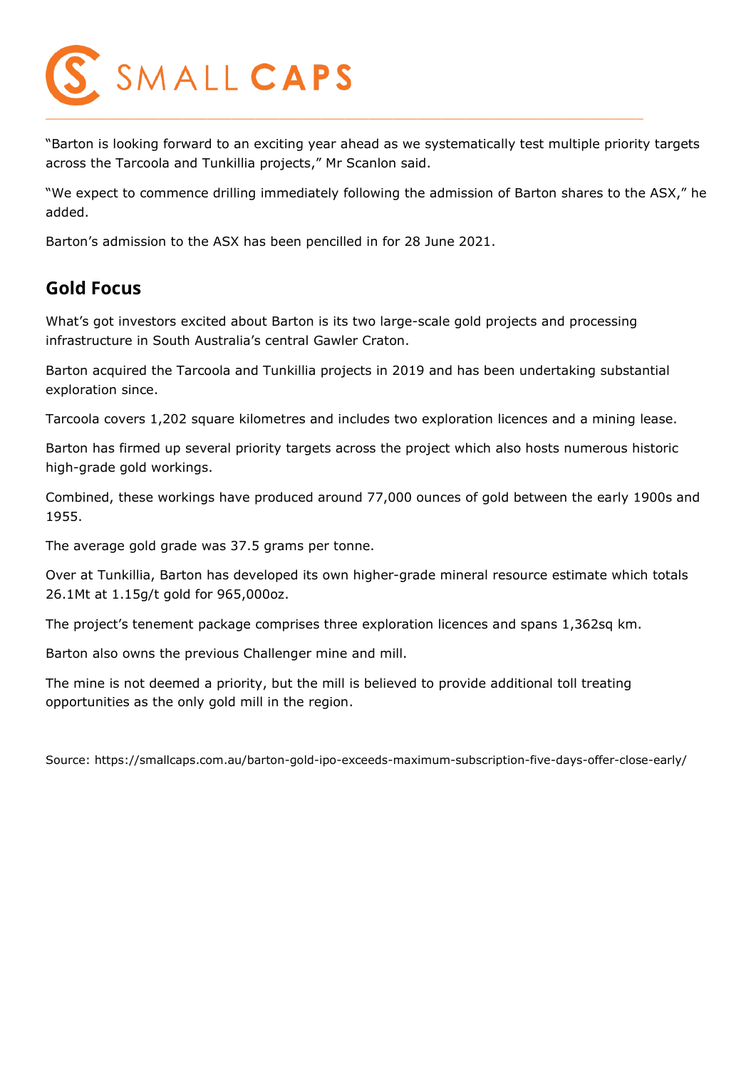"Barton is looking forward to an exciting year ahead as we systematically test multiple priority targets across the Tarcoola and Tunkillia projects," Mr Scanlon said.

"We expect to commence drilling immediately following the admission of Barton shares to the ASX," he added.

Barton's admission to the ASX has been pencilled in for 28 June 2021.

## Gold Focus

What's got investors excited about Barton is its two large-scale gold projects and processing infrastructure in South Australia's central Gawler Craton.

Barton acquired the Tarcoola and Tunkillia projects in 2019 and has been undertaking substantial exploration since.

Tarcoola covers 1,202 square kilometres and includes two exploration licences and a mining lease.

Barton has firmed up several priority targets across the project which also hosts numerous historic high-grade gold workings.

Combined, these workings have produced around 77,000 ounces of gold between the early 1900s and 1955.

The average gold grade was 37.5 grams per tonne.

Over at Tunkillia, Barton has developed its own higher-grade mineral resource estimate which totals 26.1Mt at 1.15g/t gold for 965,000oz.

The project's tenement package comprises three exploration licences and spans 1,362sq km.

Barton also owns the previous Challenger mine and mill.

The mine is not deemed a priority, but the mill is believed to provide additional toll treating opportunities as the only gold mill in the region.

Source: https://smallcaps.com.au/barton-gold-ipo-exceeds-maximum-subscription-five-days-offer-close-early/